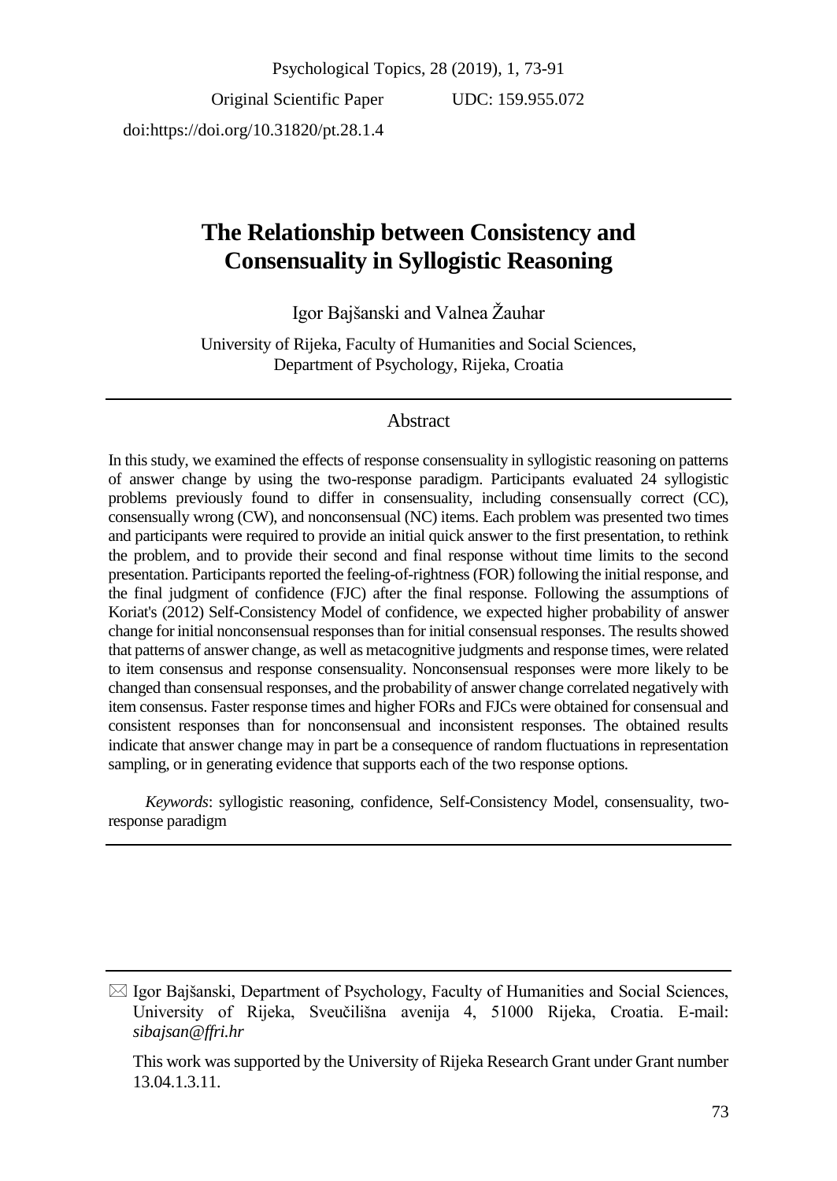Original Scientific Paper UDC: 159.955.072

doi:https://doi.org/10.31820/pt.28.1.4

# The Relationship between Consistency and Consensuality in Syllogistic Reasoning

Igor Bajšanski and Valnea Žauhar

University of Rijeka, Faculty of Humanities and Social Sciences, Department of Psychology, Rijeka, Croatia

## Abstract

In this study, we examined the effects of response consensuality in syllogistic reasoning on patterns of answer change by using the two-response paradigm. Participants evaluated 24 syllogistic problems previously found to differ in consensuality, including consensually correct (CC), consensually wrong (CW), and nonconsensual (NC) items. Each problem was presented two times and participants were required to provide an initial quick answer to the first presentation, to rethink the problem, and to provide their second and final response without time limits to the second presentation. Participants reported the feeling-of-rightness (FOR) following the initial response, and the final judgment of confidence (FJC) after the final response. Following the assumptions of Koriat's (2012) Self-Consistency Model of confidence, we expected higher probability of answer change for initial nonconsensual responses than for initial consensual responses. The results showed that patterns of answer change, as well as metacognitive judgments and response times, were related to item consensus and response consensuality. Nonconsensual responses were more likely to be changed than consensual responses, and the probability of answer change correlated negatively with item consensus. Faster response times and higher FORs and FJCs were obtained for consensual and consistent responses than for nonconsensual and inconsistent responses. The obtained results indicate that answer change may in part be a consequence of random fluctuations in representation sampling, or in generating evidence that supports each of the two response options.

*Keywords*: syllogistic reasoning, confidence, Self-Consistency Model, consensuality, two-response paradigm

---

✉ Igor Bajšanski, Department of Psychology, Faculty of Humanities and Social Sciences, University of Rijeka, Sveučilišna avenija 4, 51000 Rijeka, Croatia. E-mail: *sibajsan@ffri.hr*

This work was supported by the University of Rijeka Research Grant under Grant number 13.04.1.3.11.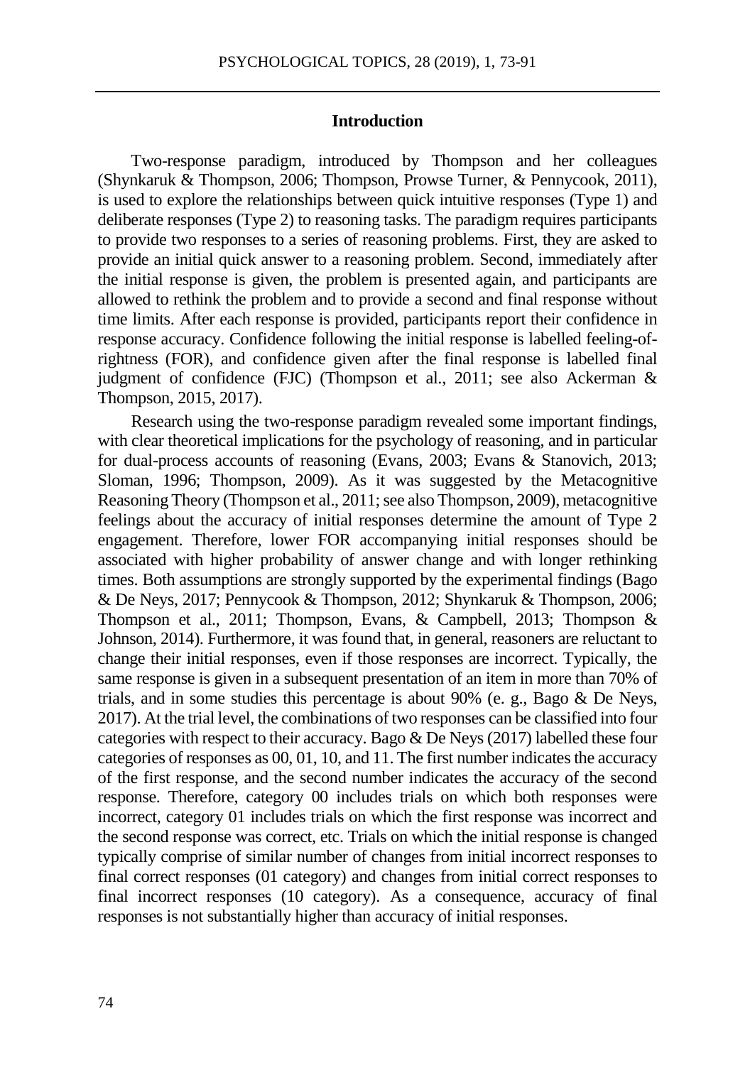## Introduction

Two-response paradigm, introduced by Thompson and her colleagues (Shynkaruk & Thompson, 2006; Thompson, Prowse Turner, & Pennycook, 2011), is used to explore the relationships between quick intuitive responses (Type 1) and deliberate responses (Type 2) to reasoning tasks. The paradigm requires participants to provide two responses to a series of reasoning problems. First, they are asked to provide an initial quick answer to a reasoning problem. Second, immediately after the initial response is given, the problem is presented again, and participants are allowed to rethink the problem and to provide a second and final response without time limits. After each response is provided, participants report their confidence in response accuracy. Confidence following the initial response is labelled feeling-of-rightness (FOR), and confidence given after the final response is labelled final judgment of confidence (FJC) (Thompson et al., 2011; see also Ackerman & Thompson, 2015, 2017).

Research using the two-response paradigm revealed some important findings, with clear theoretical implications for the psychology of reasoning, and in particular for dual-process accounts of reasoning (Evans, 2003; Evans & Stanovich, 2013; Sloman, 1996; Thompson, 2009). As it was suggested by the Metacognitive Reasoning Theory (Thompson et al., 2011; see also Thompson, 2009), metacognitive feelings about the accuracy of initial responses determine the amount of Type 2 engagement. Therefore, lower FOR accompanying initial responses should be associated with higher probability of answer change and with longer rethinking times. Both assumptions are strongly supported by the experimental findings (Bago & De Neys, 2017; Pennycook & Thompson, 2012; Shynkaruk & Thompson, 2006; Thompson et al., 2011; Thompson, Evans, & Campbell, 2013; Thompson & Johnson, 2014). Furthermore, it was found that, in general, reasoners are reluctant to change their initial responses, even if those responses are incorrect. Typically, the same response is given in a subsequent presentation of an item in more than 70% of trials, and in some studies this percentage is about 90% (e. g., Bago & De Neys, 2017). At the trial level, the combinations of two responses can be classified into four categories with respect to their accuracy. Bago & De Neys (2017) labelled these four categories of responses as 00, 01, 10, and 11. The first number indicates the accuracy of the first response, and the second number indicates the accuracy of the second response. Therefore, category 00 includes trials on which both responses were incorrect, category 01 includes trials on which the first response was incorrect and the second response was correct, etc. Trials on which the initial response is changed typically comprise of similar number of changes from initial incorrect responses to final correct responses (01 category) and changes from initial correct responses to final incorrect responses (10 category). As a consequence, accuracy of final responses is not substantially higher than accuracy of initial responses.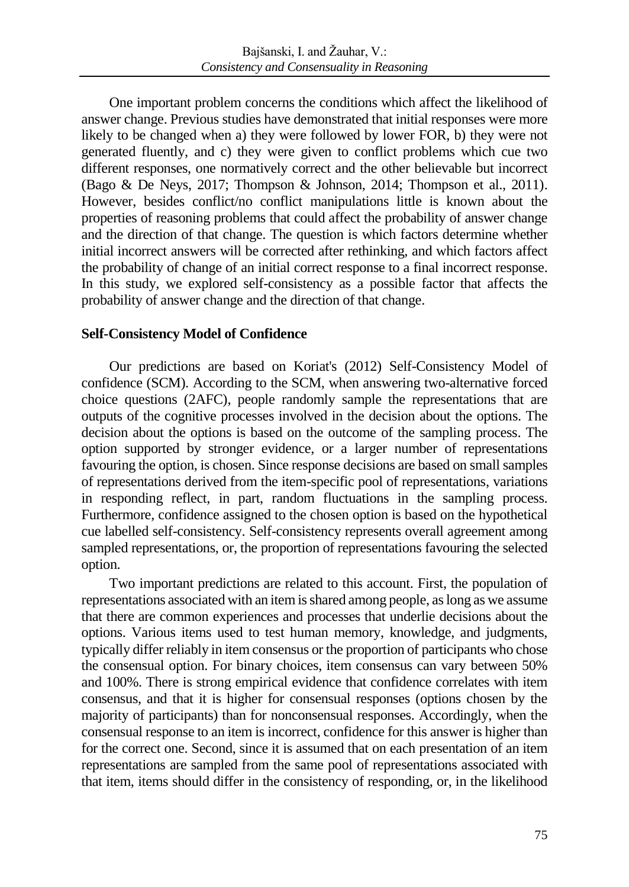One important problem concerns the conditions which affect the likelihood of answer change. Previous studies have demonstrated that initial responses were more likely to be changed when a) they were followed by lower FOR, b) they were not generated fluently, and c) they were given to conflict problems which cue two different responses, one normatively correct and the other believable but incorrect (Bago & De Neys, 2017; Thompson & Johnson, 2014; Thompson et al., 2011). However, besides conflict/no conflict manipulations little is known about the properties of reasoning problems that could affect the probability of answer change and the direction of that change. The question is which factors determine whether initial incorrect answers will be corrected after rethinking, and which factors affect the probability of change of an initial correct response to a final incorrect response. In this study, we explored self-consistency as a possible factor that affects the probability of answer change and the direction of that change.

## Self-Consistency Model of Confidence

Our predictions are based on Koriat's (2012) Self-Consistency Model of confidence (SCM). According to the SCM, when answering two-alternative forced choice questions (2AFC), people randomly sample the representations that are outputs of the cognitive processes involved in the decision about the options. The decision about the options is based on the outcome of the sampling process. The option supported by stronger evidence, or a larger number of representations favouring the option, is chosen. Since response decisions are based on small samples of representations derived from the item-specific pool of representations, variations in responding reflect, in part, random fluctuations in the sampling process. Furthermore, confidence assigned to the chosen option is based on the hypothetical cue labelled self-consistency. Self-consistency represents overall agreement among sampled representations, or, the proportion of representations favouring the selected option.

Two important predictions are related to this account. First, the population of representations associated with an item is shared among people, as long as we assume that there are common experiences and processes that underlie decisions about the options. Various items used to test human memory, knowledge, and judgments, typically differ reliably in item consensus or the proportion of participants who chose the consensual option. For binary choices, item consensus can vary between 50% and 100%. There is strong empirical evidence that confidence correlates with item consensus, and that it is higher for consensual responses (options chosen by the majority of participants) than for nonconsensual responses. Accordingly, when the consensual response to an item is incorrect, confidence for this answer is higher than for the correct one. Second, since it is assumed that on each presentation of an item representations are sampled from the same pool of representations associated with that item, items should differ in the consistency of responding, or, in the likelihood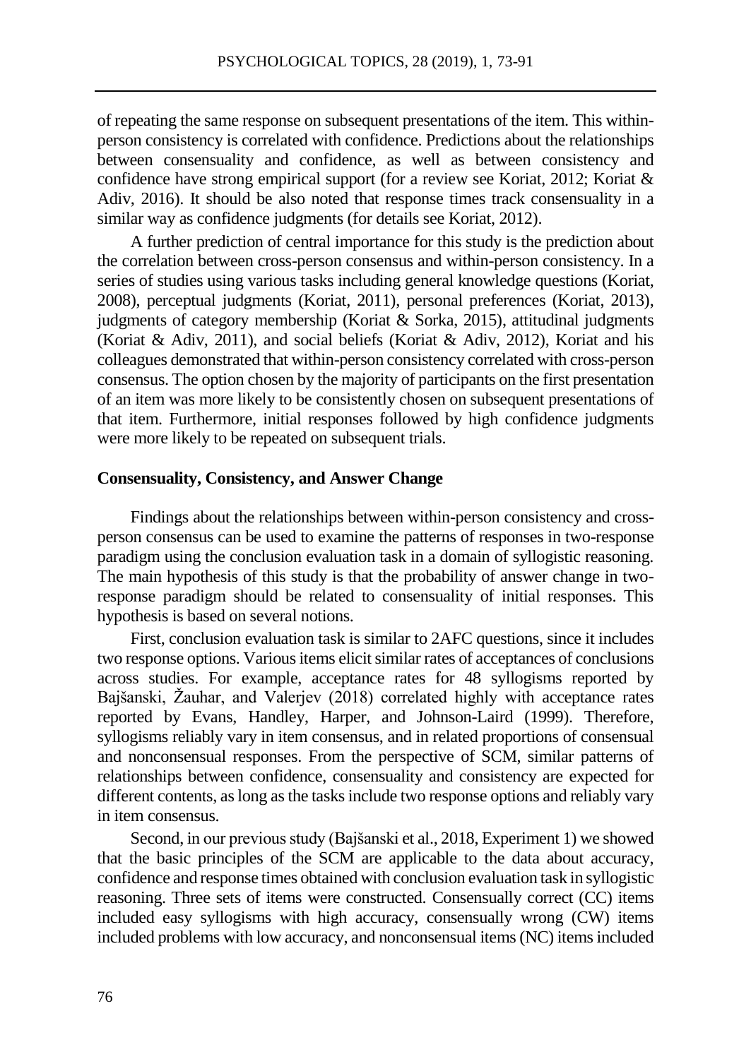of repeating the same response on subsequent presentations of the item. This within-person consistency is correlated with confidence. Predictions about the relationships between consensuality and confidence, as well as between consistency and confidence have strong empirical support (for a review see Koriat, 2012; Koriat & Adiv, 2016). It should be also noted that response times track consensuality in a similar way as confidence judgments (for details see Koriat, 2012).

A further prediction of central importance for this study is the prediction about the correlation between cross-person consensus and within-person consistency. In a series of studies using various tasks including general knowledge questions (Koriat, 2008), perceptual judgments (Koriat, 2011), personal preferences (Koriat, 2013), judgments of category membership (Koriat & Sorka, 2015), attitudinal judgments (Koriat & Adiv, 2011), and social beliefs (Koriat & Adiv, 2012), Koriat and his colleagues demonstrated that within-person consistency correlated with cross-person consensus. The option chosen by the majority of participants on the first presentation of an item was more likely to be consistently chosen on subsequent presentations of that item. Furthermore, initial responses followed by high confidence judgments were more likely to be repeated on subsequent trials.

### Consensuality, Consistency, and Answer Change

Findings about the relationships between within-person consistency and cross-person consensus can be used to examine the patterns of responses in two-response paradigm using the conclusion evaluation task in a domain of syllogistic reasoning. The main hypothesis of this study is that the probability of answer change in two-response paradigm should be related to consensuality of initial responses. This hypothesis is based on several notions.

First, conclusion evaluation task is similar to 2AFC questions, since it includes two response options. Various items elicit similar rates of acceptances of conclusions across studies. For example, acceptance rates for 48 syllogisms reported by Bajšanski, Žauhar, and Valerjev (2018) correlated highly with acceptance rates reported by Evans, Handley, Harper, and Johnson-Laird (1999). Therefore, syllogisms reliably vary in item consensus, and in related proportions of consensual and nonconsensual responses. From the perspective of SCM, similar patterns of relationships between confidence, consensuality and consistency are expected for different contents, as long as the tasks include two response options and reliably vary in item consensus.

Second, in our previous study (Bajšanski et al., 2018, Experiment 1) we showed that the basic principles of the SCM are applicable to the data about accuracy, confidence and response times obtained with conclusion evaluation task in syllogistic reasoning. Three sets of items were constructed. Consensually correct (CC) items included easy syllogisms with high accuracy, consensually wrong (CW) items included problems with low accuracy, and nonconsensual items (NC) items included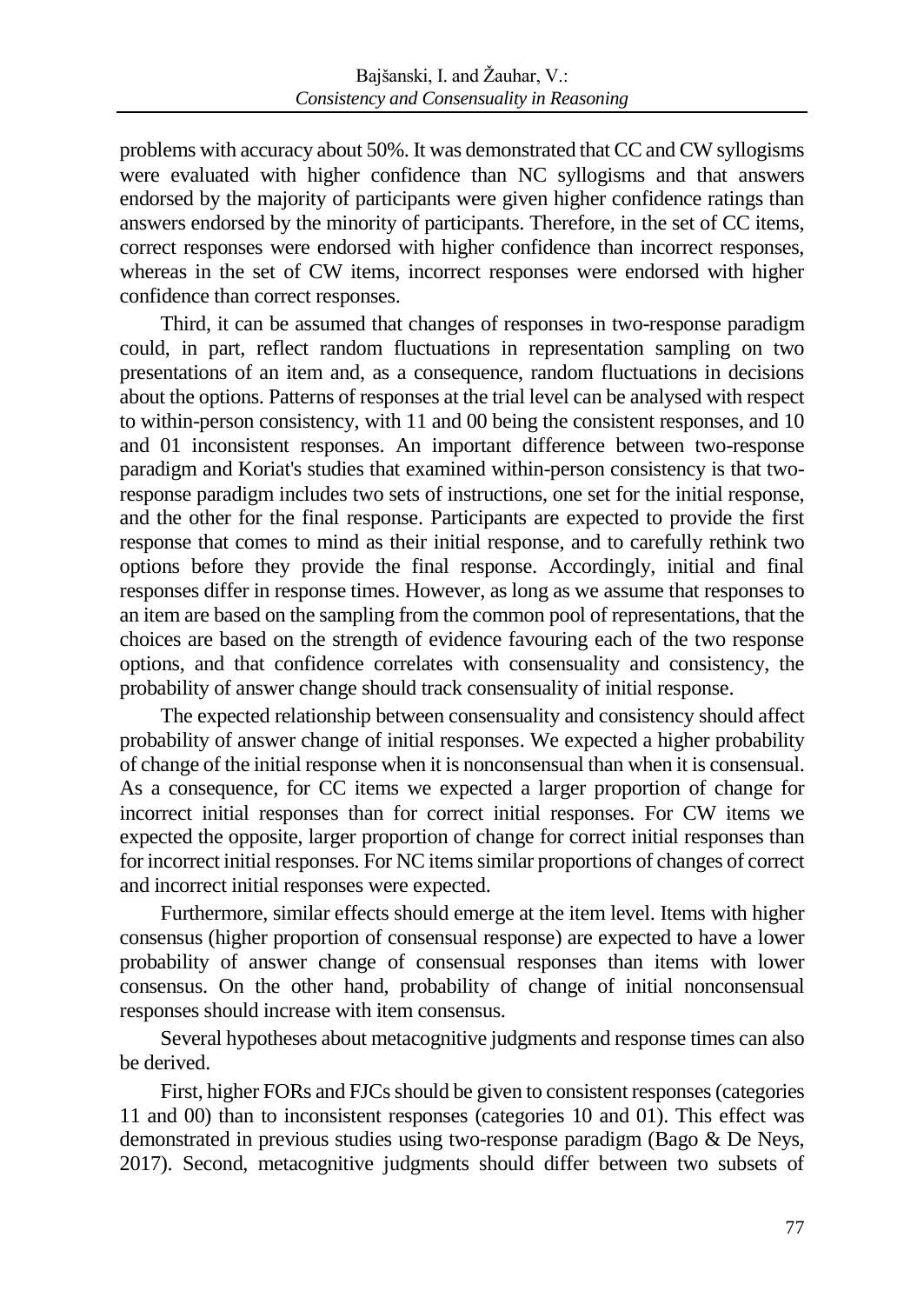problems with accuracy about 50%. It was demonstrated that CC and CW syllogisms were evaluated with higher confidence than NC syllogisms and that answers endorsed by the majority of participants were given higher confidence ratings than answers endorsed by the minority of participants. Therefore, in the set of CC items, correct responses were endorsed with higher confidence than incorrect responses, whereas in the set of CW items, incorrect responses were endorsed with higher confidence than correct responses.

Third, it can be assumed that changes of responses in two-response paradigm could, in part, reflect random fluctuations in representation sampling on two presentations of an item and, as a consequence, random fluctuations in decisions about the options. Patterns of responses at the trial level can be analysed with respect to within-person consistency, with 11 and 00 being the consistent responses, and 10 and 01 inconsistent responses. An important difference between two-response paradigm and Koriat's studies that examined within-person consistency is that two-response paradigm includes two sets of instructions, one set for the initial response, and the other for the final response. Participants are expected to provide the first response that comes to mind as their initial response, and to carefully rethink two options before they provide the final response. Accordingly, initial and final responses differ in response times. However, as long as we assume that responses to an item are based on the sampling from the common pool of representations, that the choices are based on the strength of evidence favouring each of the two response options, and that confidence correlates with consensuality and consistency, the probability of answer change should track consensuality of initial response.

The expected relationship between consensuality and consistency should affect probability of answer change of initial responses. We expected a higher probability of change of the initial response when it is nonconsensual than when it is consensual. As a consequence, for CC items we expected a larger proportion of change for incorrect initial responses than for correct initial responses. For CW items we expected the opposite, larger proportion of change for correct initial responses than for incorrect initial responses. For NC items similar proportions of changes of correct and incorrect initial responses were expected.

Furthermore, similar effects should emerge at the item level. Items with higher consensus (higher proportion of consensual response) are expected to have a lower probability of answer change of consensual responses than items with lower consensus. On the other hand, probability of change of initial nonconsensual responses should increase with item consensus.

Several hypotheses about metacognitive judgments and response times can also be derived.

First, higher FORs and FJCs should be given to consistent responses (categories 11 and 00) than to inconsistent responses (categories 10 and 01). This effect was demonstrated in previous studies using two-response paradigm (Bago & De Neys, 2017). Second, metacognitive judgments should differ between two subsets of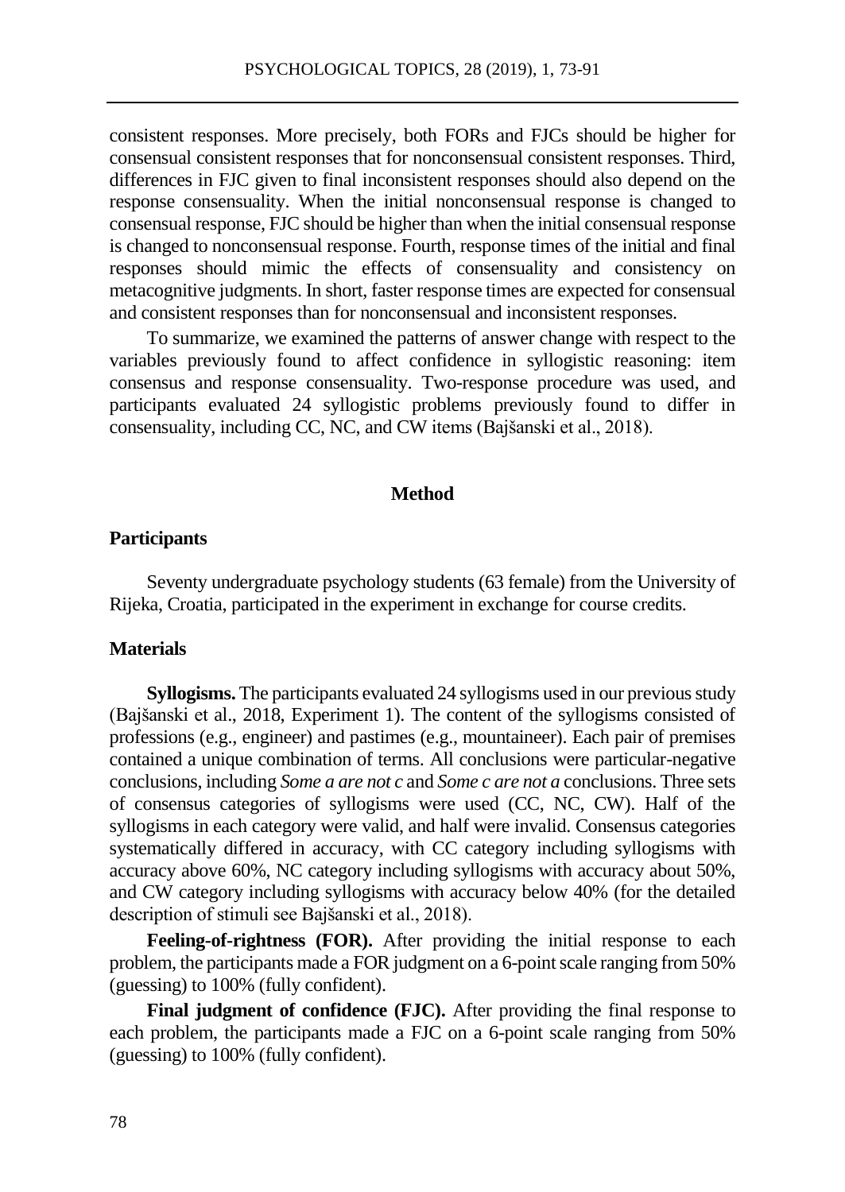consistent responses. More precisely, both FORs and FJCs should be higher for consensual consistent responses that for nonconsensual consistent responses. Third, differences in FJC given to final inconsistent responses should also depend on the response consensuality. When the initial nonconsensual response is changed to consensual response, FJC should be higher than when the initial consensual response is changed to nonconsensual response. Fourth, response times of the initial and final responses should mimic the effects of consensuality and consistency on metacognitive judgments. In short, faster response times are expected for consensual and consistent responses than for nonconsensual and inconsistent responses.

To summarize, we examined the patterns of answer change with respect to the variables previously found to affect confidence in syllogistic reasoning: item consensus and response consensuality. Two-response procedure was used, and participants evaluated 24 syllogistic problems previously found to differ in consensuality, including CC, NC, and CW items (Bajšanski et al., 2018).

## Method

### Participants

Seventy undergraduate psychology students (63 female) from the University of Rijeka, Croatia, participated in the experiment in exchange for course credits.

### Materials

**Syllogisms.** The participants evaluated 24 syllogisms used in our previous study (Bajšanski et al., 2018, Experiment 1). The content of the syllogisms consisted of professions (e.g., engineer) and pastimes (e.g., mountaineer). Each pair of premises contained a unique combination of terms. All conclusions were particular-negative conclusions, including *Some a are not c* and *Some c are not a* conclusions. Three sets of consensus categories of syllogisms were used (CC, NC, CW). Half of the syllogisms in each category were valid, and half were invalid. Consensus categories systematically differed in accuracy, with CC category including syllogisms with accuracy above 60%, NC category including syllogisms with accuracy about 50%, and CW category including syllogisms with accuracy below 40% (for the detailed description of stimuli see Bajšanski et al., 2018).

**Feeling-of-rightness (FOR).** After providing the initial response to each problem, the participants made a FOR judgment on a 6-point scale ranging from 50% (guessing) to 100% (fully confident).

**Final judgment of confidence (FJC).** After providing the final response to each problem, the participants made a FJC on a 6-point scale ranging from 50% (guessing) to 100% (fully confident).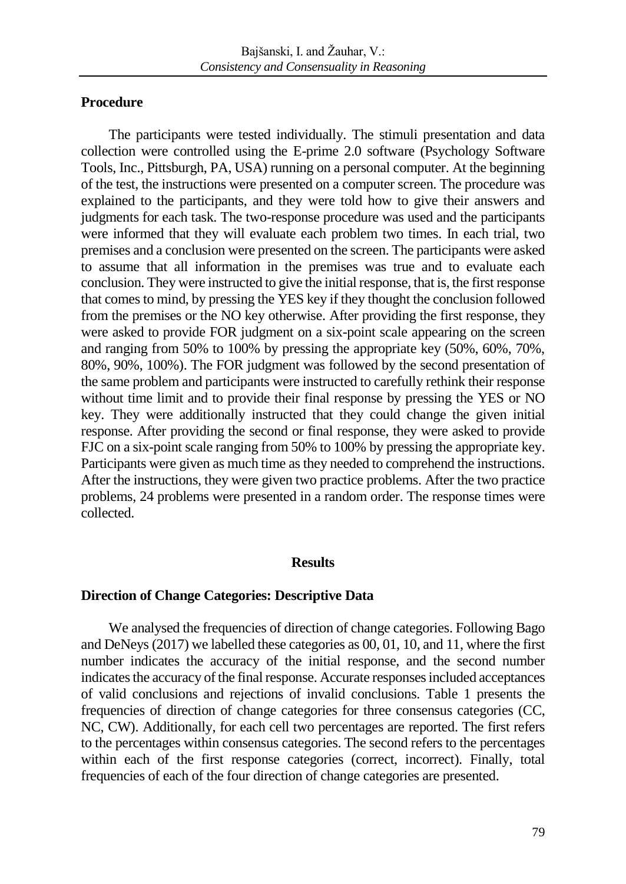## Procedure

The participants were tested individually. The stimuli presentation and data collection were controlled using the E-prime 2.0 software (Psychology Software Tools, Inc., Pittsburgh, PA, USA) running on a personal computer. At the beginning of the test, the instructions were presented on a computer screen. The procedure was explained to the participants, and they were told how to give their answers and judgments for each task. The two-response procedure was used and the participants were informed that they will evaluate each problem two times. In each trial, two premises and a conclusion were presented on the screen. The participants were asked to assume that all information in the premises was true and to evaluate each conclusion. They were instructed to give the initial response, that is, the first response that comes to mind, by pressing the YES key if they thought the conclusion followed from the premises or the NO key otherwise. After providing the first response, they were asked to provide FOR judgment on a six-point scale appearing on the screen and ranging from 50% to 100% by pressing the appropriate key (50%, 60%, 70%, 80%, 90%, 100%). The FOR judgment was followed by the second presentation of the same problem and participants were instructed to carefully rethink their response without time limit and to provide their final response by pressing the YES or NO key. They were additionally instructed that they could change the given initial response. After providing the second or final response, they were asked to provide FJC on a six-point scale ranging from 50% to 100% by pressing the appropriate key. Participants were given as much time as they needed to comprehend the instructions. After the instructions, they were given two practice problems. After the two practice problems, 24 problems were presented in a random order. The response times were collected.

# Results

## Direction of Change Categories: Descriptive Data

We analysed the frequencies of direction of change categories. Following Bago and DeNeys (2017) we labelled these categories as 00, 01, 10, and 11, where the first number indicates the accuracy of the initial response, and the second number indicates the accuracy of the final response. Accurate responses included acceptances of valid conclusions and rejections of invalid conclusions. Table 1 presents the frequencies of direction of change categories for three consensus categories (CC, NC, CW). Additionally, for each cell two percentages are reported. The first refers to the percentages within consensus categories. The second refers to the percentages within each of the first response categories (correct, incorrect). Finally, total frequencies of each of the four direction of change categories are presented.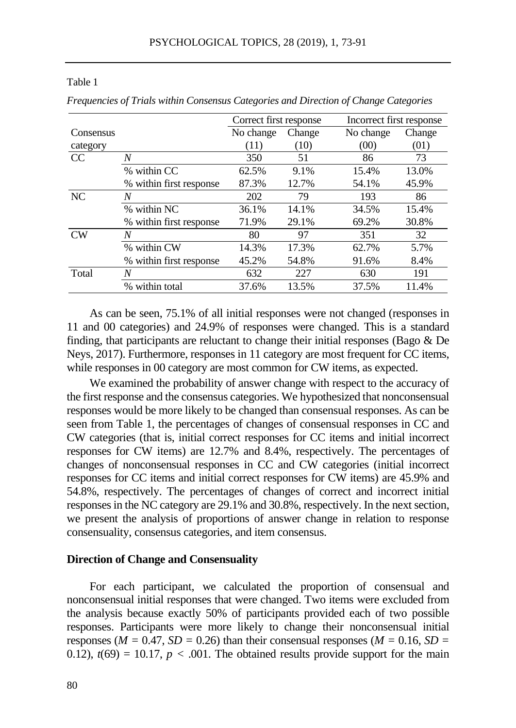Table 1

*Frequencies of Trials within Consensus Categories and Direction of Change Categories*

| Consensus category | | Correct first response | | Incorrect first response | |
|---|---|---|---|---|---|
| | | No change (11) | Change (10) | No change (00) | Change (01) |
| CC | *N* | 350 | 51 | 86 | 73 |
| | % within CC | 62.5% | 9.1% | 15.4% | 13.0% |
| | % within first response | 87.3% | 12.7% | 54.1% | 45.9% |
| NC | *N* | 202 | 79 | 193 | 86 |
| | % within NC | 36.1% | 14.1% | 34.5% | 15.4% |
| | % within first response | 71.9% | 29.1% | 69.2% | 30.8% |
| CW | *N* | 80 | 97 | 351 | 32 |
| | % within CW | 14.3% | 17.3% | 62.7% | 5.7% |
| | % within first response | 45.2% | 54.8% | 91.6% | 8.4% |
| Total | *N* | 632 | 227 | 630 | 191 |
| | % within total | 37.6% | 13.5% | 37.5% | 11.4% |

As can be seen, 75.1% of all initial responses were not changed (responses in 11 and 00 categories) and 24.9% of responses were changed. This is a standard finding, that participants are reluctant to change their initial responses (Bago & De Neys, 2017). Furthermore, responses in 11 category are most frequent for CC items, while responses in 00 category are most common for CW items, as expected.

We examined the probability of answer change with respect to the accuracy of the first response and the consensus categories. We hypothesized that nonconsensual responses would be more likely to be changed than consensual responses. As can be seen from Table 1, the percentages of changes of consensual responses in CC and CW categories (that is, initial correct responses for CC items and initial incorrect responses for CW items) are 12.7% and 8.4%, respectively. The percentages of changes of nonconsensual responses in CC and CW categories (initial incorrect responses for CC items and initial correct responses for CW items) are 45.9% and 54.8%, respectively. The percentages of changes of correct and incorrect initial responses in the NC category are 29.1% and 30.8%, respectively. In the next section, we present the analysis of proportions of answer change in relation to response consensuality, consensus categories, and item consensus.

### Direction of Change and Consensuality

For each participant, we calculated the proportion of consensual and nonconsensual initial responses that were changed. Two items were excluded from the analysis because exactly 50% of participants provided each of two possible responses. Participants were more likely to change their nonconsensual initial responses ($M$ = 0.47, $SD$ = 0.26) than their consensual responses ($M$ = 0.16, $SD$ = 0.12), $t(69) = 10.17$, $p < .001$. The obtained results provide support for the main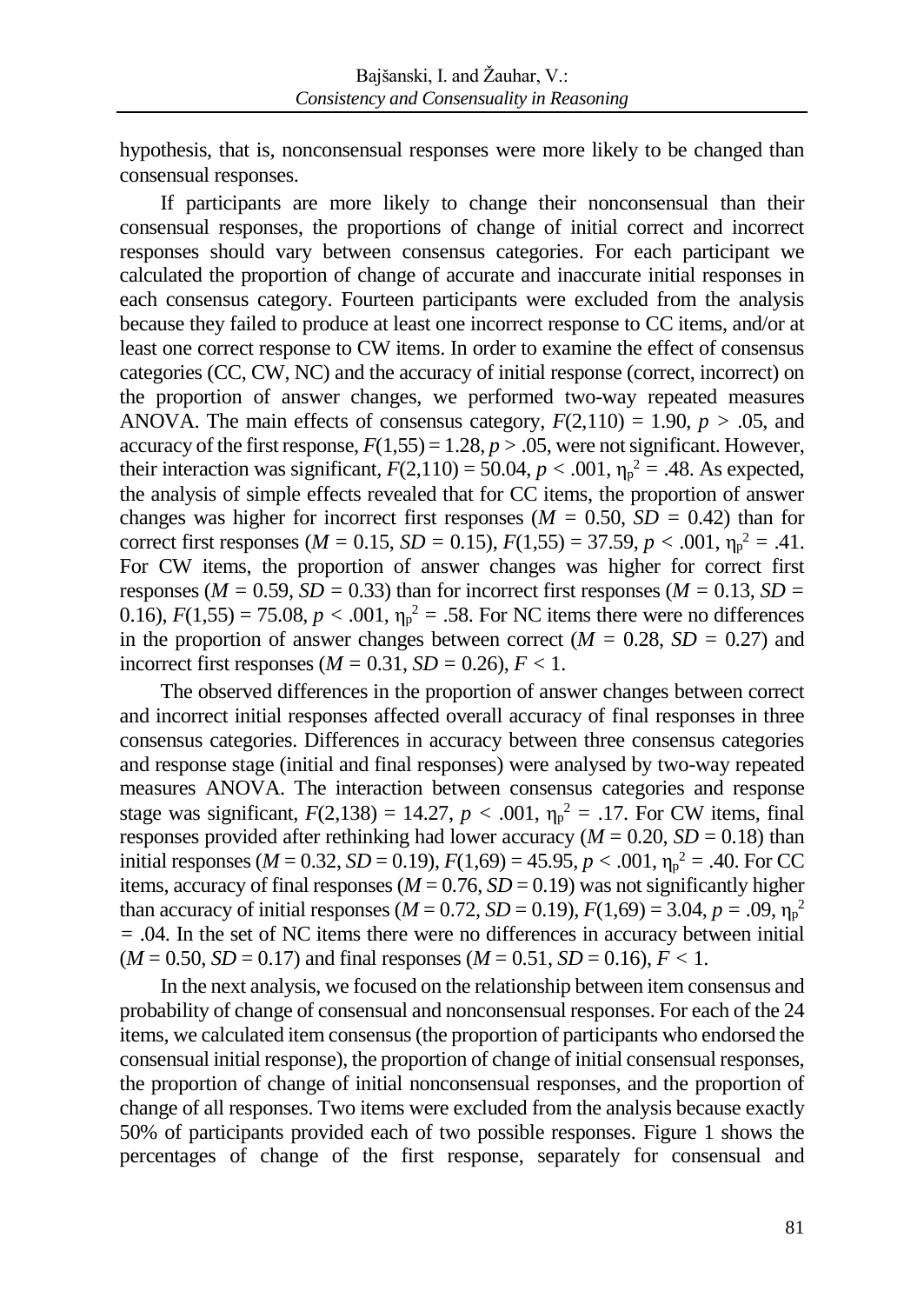hypothesis, that is, nonconsensual responses were more likely to be changed than consensual responses.

If participants are more likely to change their nonconsensual than their consensual responses, the proportions of change of initial correct and incorrect responses should vary between consensus categories. For each participant we calculated the proportion of change of accurate and inaccurate initial responses in each consensus category. Fourteen participants were excluded from the analysis because they failed to produce at least one incorrect response to CC items, and/or at least one correct response to CW items. In order to examine the effect of consensus categories (CC, CW, NC) and the accuracy of initial response (correct, incorrect) on the proportion of answer changes, we performed two-way repeated measures ANOVA. The main effects of consensus category, $F(2,110) = 1.90$, $p > .05$, and accuracy of the first response, $F(1,55) = 1.28$, $p > .05$, were not significant. However, their interaction was significant, $F(2,110) = 50.04$, $p < .001$, $\eta_p^2 = .48$. As expected, the analysis of simple effects revealed that for CC items, the proportion of answer changes was higher for incorrect first responses ($M = 0.50$, $SD = 0.42$) than for correct first responses ($M = 0.15$, $SD = 0.15$), $F(1,55) = 37.59$, $p < .001$, $\eta_p^2 = .41$. For CW items, the proportion of answer changes was higher for correct first responses ($M = 0.59$, $SD = 0.33$) than for incorrect first responses ($M = 0.13$, $SD = 0.16$), $F(1,55) = 75.08$, $p < .001$, $\eta_p^2 = .58$. For NC items there were no differences in the proportion of answer changes between correct ($M = 0.28$, $SD = 0.27$) and incorrect first responses ($M = 0.31$, $SD = 0.26$), $F < 1$.

The observed differences in the proportion of answer changes between correct and incorrect initial responses affected overall accuracy of final responses in three consensus categories. Differences in accuracy between three consensus categories and response stage (initial and final responses) were analysed by two-way repeated measures ANOVA. The interaction between consensus categories and response stage was significant, $F(2,138) = 14.27$, $p < .001$, $\eta_p^2 = .17$. For CW items, final responses provided after rethinking had lower accuracy ($M = 0.20$, $SD = 0.18$) than initial responses ($M = 0.32$, $SD = 0.19$), $F(1,69) = 45.95$, $p < .001$, $\eta_p^2 = .40$. For CC items, accuracy of final responses ($M = 0.76$, $SD = 0.19$) was not significantly higher than accuracy of initial responses ($M = 0.72$, $SD = 0.19$), $F(1,69) = 3.04$, $p = .09$, $\eta_p^2 = .04$. In the set of NC items there were no differences in accuracy between initial ($M = 0.50$, $SD = 0.17$) and final responses ($M = 0.51$, $SD = 0.16$), $F < 1$.

In the next analysis, we focused on the relationship between item consensus and probability of change of consensual and nonconsensual responses. For each of the 24 items, we calculated item consensus (the proportion of participants who endorsed the consensual initial response), the proportion of change of initial consensual responses, the proportion of change of initial nonconsensual responses, and the proportion of change of all responses. Two items were excluded from the analysis because exactly 50% of participants provided each of two possible responses. Figure 1 shows the percentages of change of the first response, separately for consensual and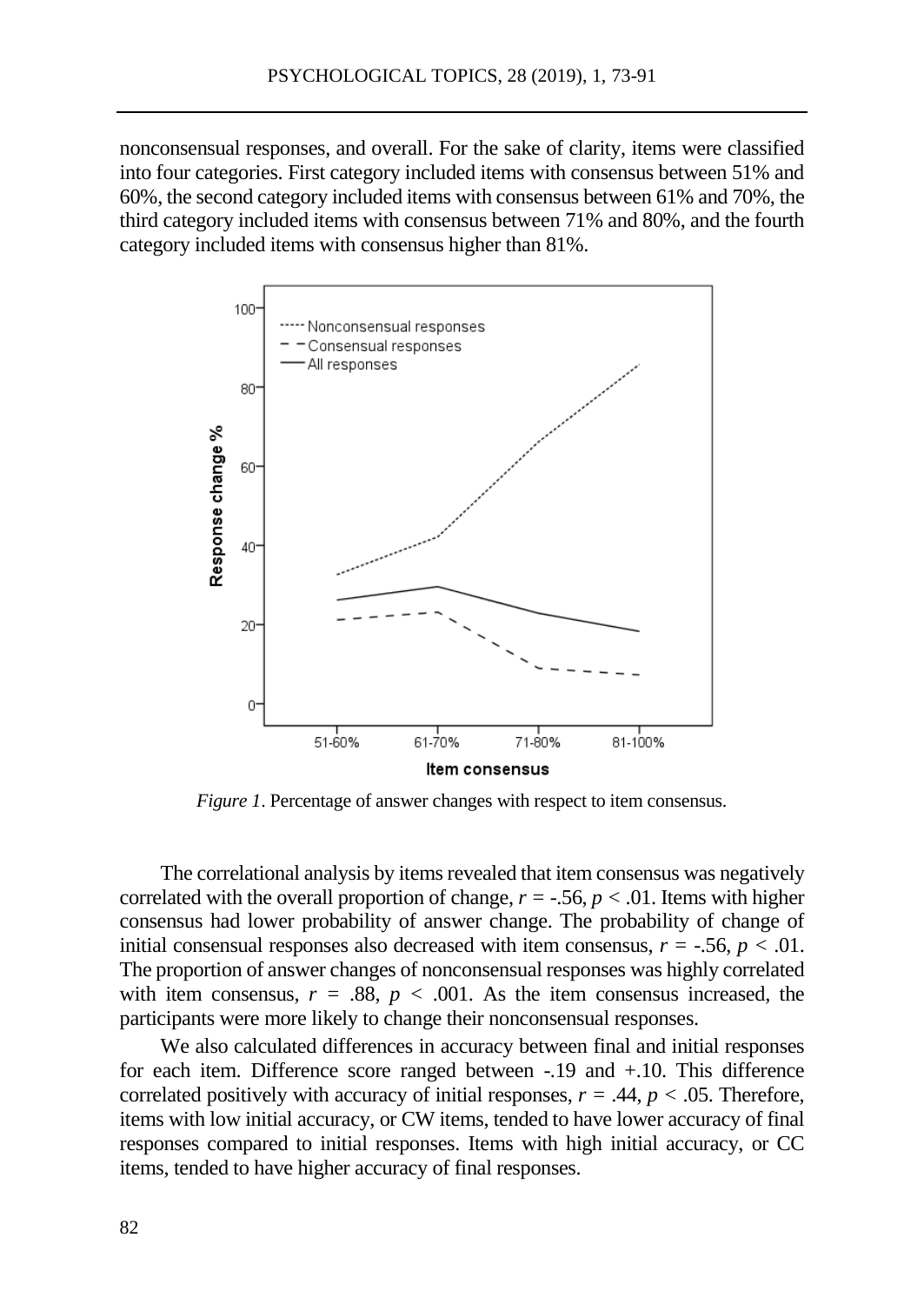nonconsensual responses, and overall. For the sake of clarity, items were classified into four categories. First category included items with consensus between 51% and 60%, the second category included items with consensus between 61% and 70%, the third category included items with consensus between 71% and 80%, and the fourth category included items with consensus higher than 81%.

*Figure 1*. Percentage of answer changes with respect to item consensus.

The correlational analysis by items revealed that item consensus was negatively correlated with the overall proportion of change, $r = -.56$, $p < .01$. Items with higher consensus had lower probability of answer change. The probability of change of initial consensual responses also decreased with item consensus, $r = -.56$, $p < .01$. The proportion of answer changes of nonconsensual responses was highly correlated with item consensus, $r = .88$, $p < .001$. As the item consensus increased, the participants were more likely to change their nonconsensual responses.

We also calculated differences in accuracy between final and initial responses for each item. Difference score ranged between -.19 and +.10. This difference correlated positively with accuracy of initial responses, $r = .44$, $p < .05$. Therefore, items with low initial accuracy, or CW items, tended to have lower accuracy of final responses compared to initial responses. Items with high initial accuracy, or CC items, tended to have higher accuracy of final responses.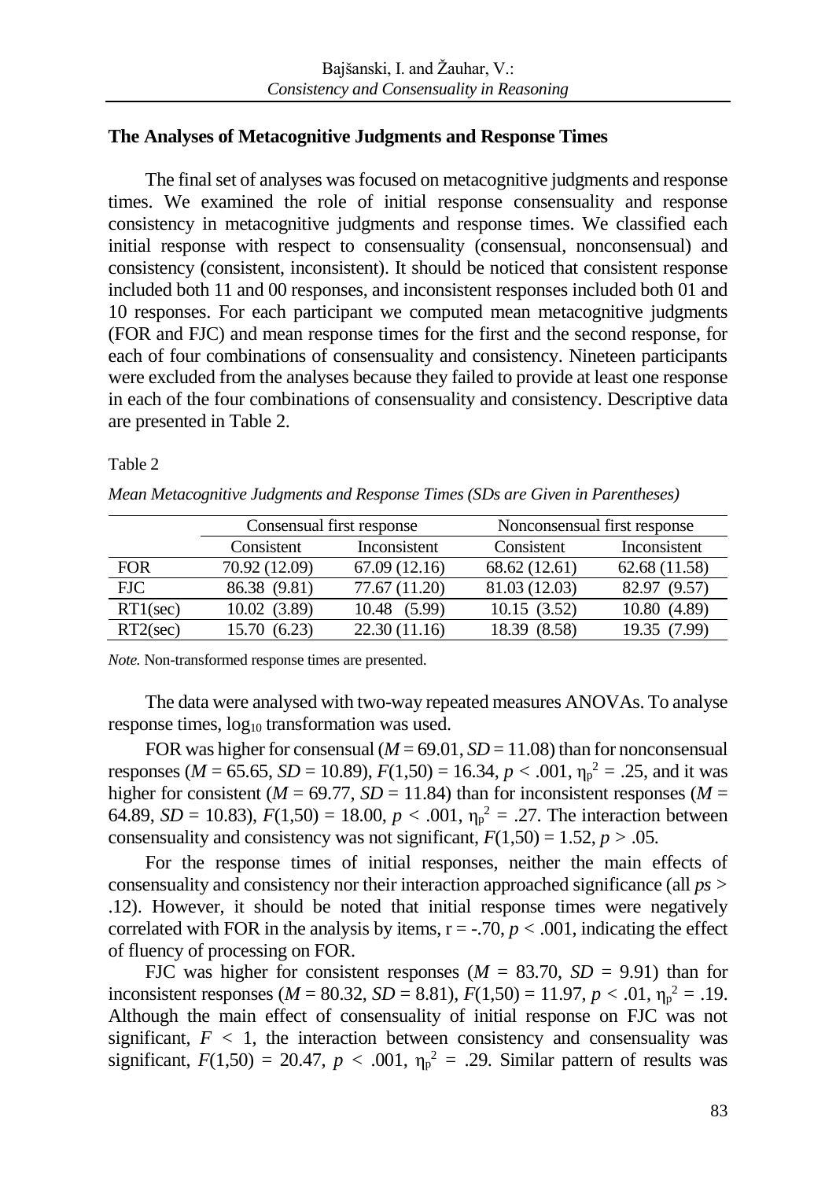### The Analyses of Metacognitive Judgments and Response Times

The final set of analyses was focused on metacognitive judgments and response times. We examined the role of initial response consensuality and response consistency in metacognitive judgments and response times. We classified each initial response with respect to consensuality (consensual, nonconsensual) and consistency (consistent, inconsistent). It should be noticed that consistent response included both 11 and 00 responses, and inconsistent responses included both 01 and 10 responses. For each participant we computed mean metacognitive judgments (FOR and FJC) and mean response times for the first and the second response, for each of four combinations of consensuality and consistency. Nineteen participants were excluded from the analyses because they failed to provide at least one response in each of the four combinations of consensuality and consistency. Descriptive data are presented in Table 2.

Table 2

*Mean Metacognitive Judgments and Response Times (SDs are Given in Parentheses)*

| | Consensual first response | | Nonconsensual first response | |
|---|---|---|---|---|
| | Consistent | Inconsistent | Consistent | Inconsistent |
| FOR | 70.92 (12.09) | 67.09 (12.16) | 68.62 (12.61) | 62.68 (11.58) |
| FJC | 86.38 (9.81) | 77.67 (11.20) | 81.03 (12.03) | 82.97 (9.57) |
| RT1(sec) | 10.02 (3.89) | 10.48 (5.99) | 10.15 (3.52) | 10.80 (4.89) |
| RT2(sec) | 15.70 (6.23) | 22.30 (11.16) | 18.39 (8.58) | 19.35 (7.99) |

*Note.* Non-transformed response times are presented.

The data were analysed with two-way repeated measures ANOVAs. To analyse response times, $\log_{10}$ transformation was used.

FOR was higher for consensual ($M = 69.01$, $SD = 11.08$) than for nonconsensual responses ($M = 65.65$, $SD = 10.89$), $F(1,50) = 16.34$, $p < .001$, $\eta_p^2 = .25$, and it was higher for consistent ($M = 69.77$, $SD = 11.84$) than for inconsistent responses ($M = 64.89$, $SD = 10.83$), $F(1,50) = 18.00$, $p < .001$, $\eta_p^2 = .27$. The interaction between consensuality and consistency was not significant, $F(1,50) = 1.52$, $p > .05$.

For the response times of initial responses, neither the main effects of consensuality and consistency nor their interaction approached significance (all *ps* > .12). However, it should be noted that initial response times were negatively correlated with FOR in the analysis by items, $r = -.70$, $p < .001$, indicating the effect of fluency of processing on FOR.

FJC was higher for consistent responses ($M = 83.70$, $SD = 9.91$) than for inconsistent responses ($M = 80.32$, $SD = 8.81$), $F(1,50) = 11.97$, $p < .01$, $\eta_p^2 = .19$. Although the main effect of consensuality of initial response on FJC was not significant, $F < 1$, the interaction between consistency and consensuality was significant, $F(1,50) = 20.47$, $p < .001$, $\eta_p^2 = .29$. Similar pattern of results was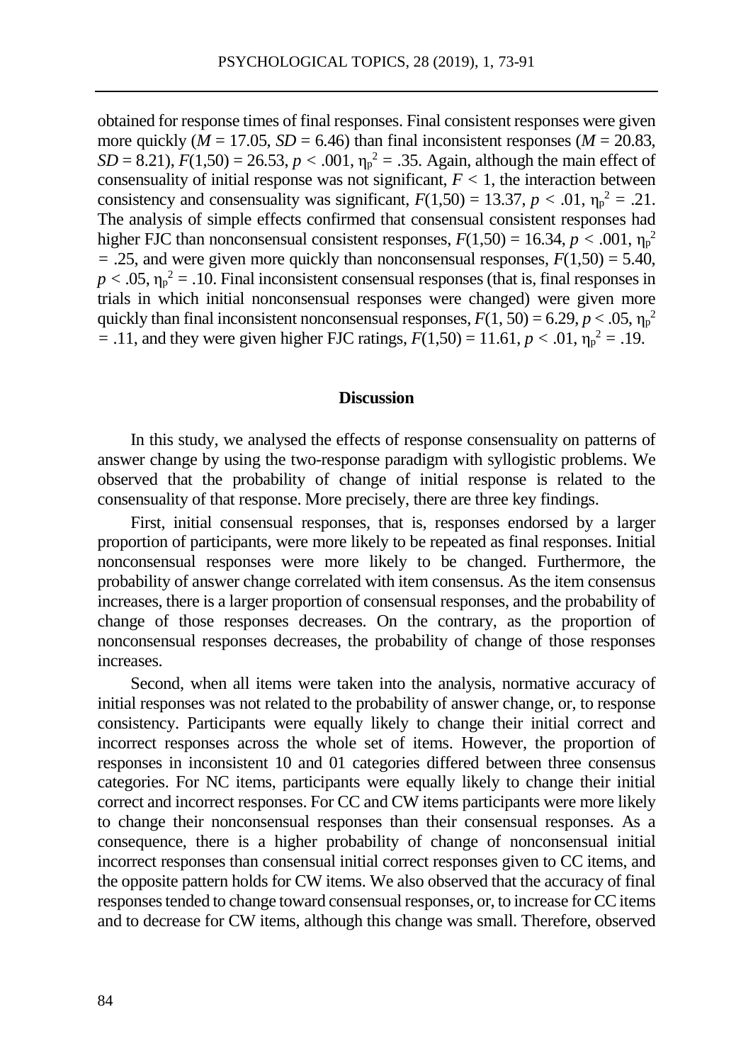obtained for response times of final responses. Final consistent responses were given more quickly ($M$ = 17.05, $SD$ = 6.46) than final inconsistent responses ($M$ = 20.83, $SD$ = 8.21), $F(1,50) = 26.53$, $p < .001$, $\eta_p^2 = .35$. Again, although the main effect of consensuality of initial response was not significant, $F < 1$, the interaction between consistency and consensuality was significant, $F(1,50) = 13.37$, $p < .01$, $\eta_p^2 = .21$. The analysis of simple effects confirmed that consensual consistent responses had higher FJC than nonconsensual consistent responses, $F(1,50) = 16.34$, $p < .001$, $\eta_p^2 = .25$, and were given more quickly than nonconsensual responses, $F(1,50) = 5.40$, $p < .05$, $\eta_p^2 = .10$. Final inconsistent consensual responses (that is, final responses in trials in which initial nonconsensual responses were changed) were given more quickly than final inconsistent nonconsensual responses, $F(1, 50) = 6.29$, $p < .05$, $\eta_p^2 = .11$, and they were given higher FJC ratings, $F(1,50) = 11.61$, $p < .01$, $\eta_p^2 = .19$.

## Discussion

In this study, we analysed the effects of response consensuality on patterns of answer change by using the two-response paradigm with syllogistic problems. We observed that the probability of change of initial response is related to the consensuality of that response. More precisely, there are three key findings.

First, initial consensual responses, that is, responses endorsed by a larger proportion of participants, were more likely to be repeated as final responses. Initial nonconsensual responses were more likely to be changed. Furthermore, the probability of answer change correlated with item consensus. As the item consensus increases, there is a larger proportion of consensual responses, and the probability of change of those responses decreases. On the contrary, as the proportion of nonconsensual responses decreases, the probability of change of those responses increases.

Second, when all items were taken into the analysis, normative accuracy of initial responses was not related to the probability of answer change, or, to response consistency. Participants were equally likely to change their initial correct and incorrect responses across the whole set of items. However, the proportion of responses in inconsistent 10 and 01 categories differed between three consensus categories. For NC items, participants were equally likely to change their initial correct and incorrect responses. For CC and CW items participants were more likely to change their nonconsensual responses than their consensual responses. As a consequence, there is a higher probability of change of nonconsensual initial incorrect responses than consensual initial correct responses given to CC items, and the opposite pattern holds for CW items. We also observed that the accuracy of final responses tended to change toward consensual responses, or, to increase for CC items and to decrease for CW items, although this change was small. Therefore, observed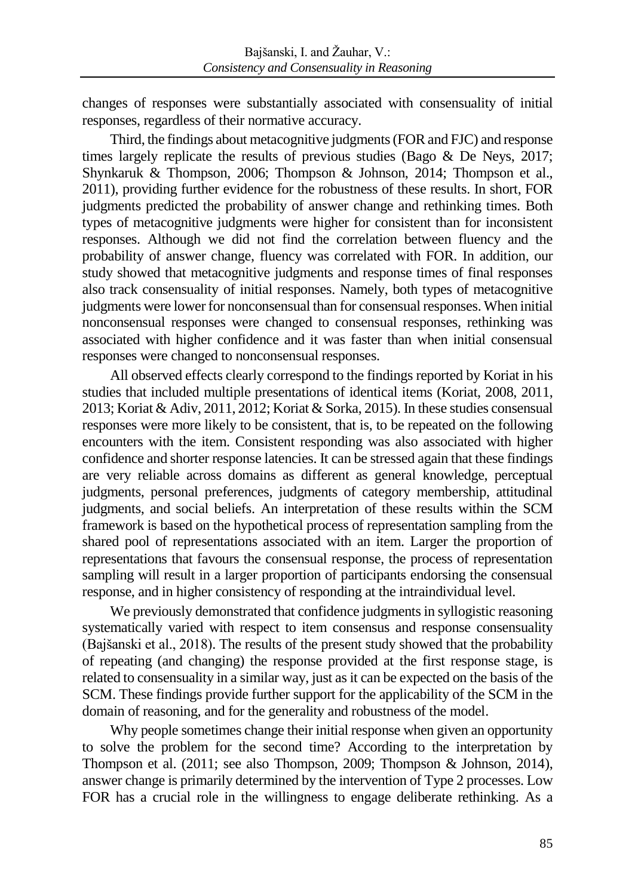changes of responses were substantially associated with consensuality of initial responses, regardless of their normative accuracy.

Third, the findings about metacognitive judgments (FOR and FJC) and response times largely replicate the results of previous studies (Bago & De Neys, 2017; Shynkaruk & Thompson, 2006; Thompson & Johnson, 2014; Thompson et al., 2011), providing further evidence for the robustness of these results. In short, FOR judgments predicted the probability of answer change and rethinking times. Both types of metacognitive judgments were higher for consistent than for inconsistent responses. Although we did not find the correlation between fluency and the probability of answer change, fluency was correlated with FOR. In addition, our study showed that metacognitive judgments and response times of final responses also track consensuality of initial responses. Namely, both types of metacognitive judgments were lower for nonconsensual than for consensual responses. When initial nonconsensual responses were changed to consensual responses, rethinking was associated with higher confidence and it was faster than when initial consensual responses were changed to nonconsensual responses.

All observed effects clearly correspond to the findings reported by Koriat in his studies that included multiple presentations of identical items (Koriat, 2008, 2011, 2013; Koriat & Adiv, 2011, 2012; Koriat & Sorka, 2015). In these studies consensual responses were more likely to be consistent, that is, to be repeated on the following encounters with the item. Consistent responding was also associated with higher confidence and shorter response latencies. It can be stressed again that these findings are very reliable across domains as different as general knowledge, perceptual judgments, personal preferences, judgments of category membership, attitudinal judgments, and social beliefs. An interpretation of these results within the SCM framework is based on the hypothetical process of representation sampling from the shared pool of representations associated with an item. Larger the proportion of representations that favours the consensual response, the process of representation sampling will result in a larger proportion of participants endorsing the consensual response, and in higher consistency of responding at the intraindividual level.

We previously demonstrated that confidence judgments in syllogistic reasoning systematically varied with respect to item consensus and response consensuality (Bajšanski et al., 2018). The results of the present study showed that the probability of repeating (and changing) the response provided at the first response stage, is related to consensuality in a similar way, just as it can be expected on the basis of the SCM. These findings provide further support for the applicability of the SCM in the domain of reasoning, and for the generality and robustness of the model.

Why people sometimes change their initial response when given an opportunity to solve the problem for the second time? According to the interpretation by Thompson et al. (2011; see also Thompson, 2009; Thompson & Johnson, 2014), answer change is primarily determined by the intervention of Type 2 processes. Low FOR has a crucial role in the willingness to engage deliberate rethinking. As a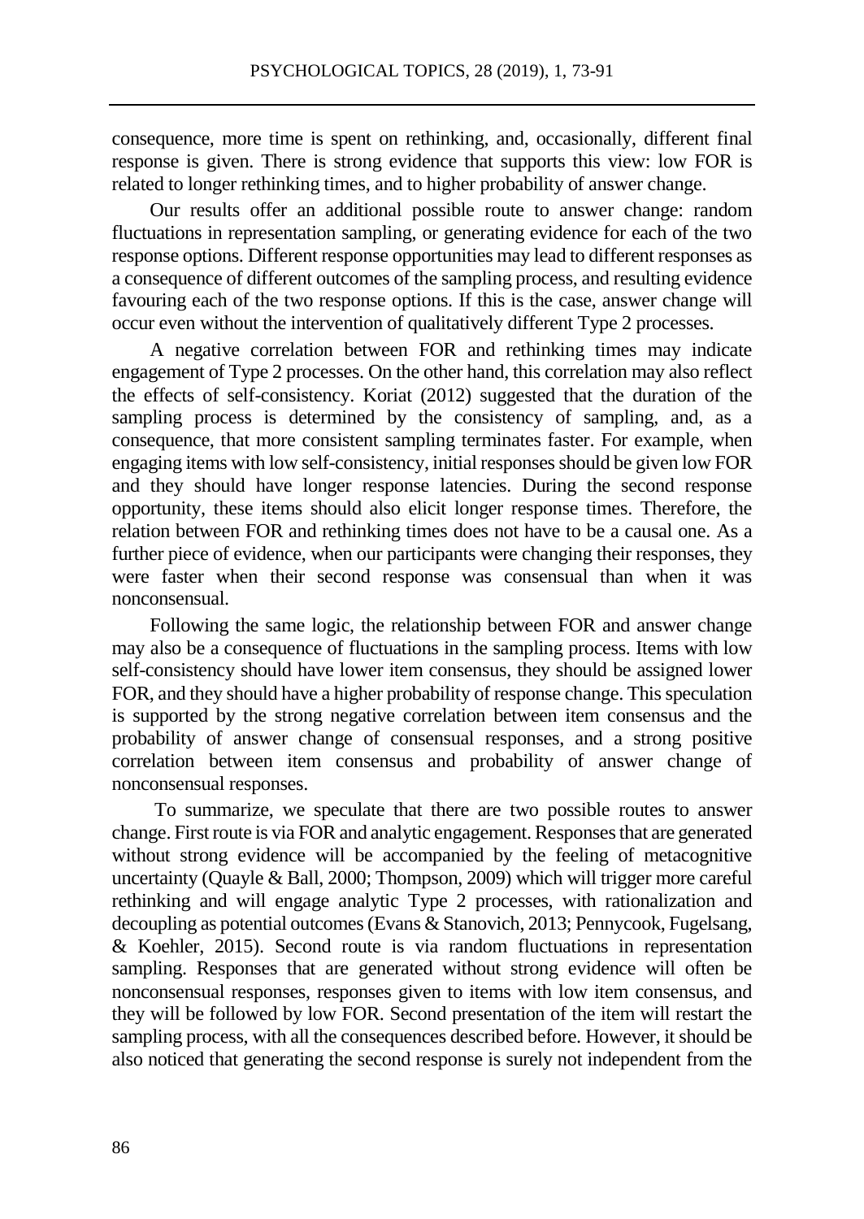consequence, more time is spent on rethinking, and, occasionally, different final response is given. There is strong evidence that supports this view: low FOR is related to longer rethinking times, and to higher probability of answer change.

Our results offer an additional possible route to answer change: random fluctuations in representation sampling, or generating evidence for each of the two response options. Different response opportunities may lead to different responses as a consequence of different outcomes of the sampling process, and resulting evidence favouring each of the two response options. If this is the case, answer change will occur even without the intervention of qualitatively different Type 2 processes.

A negative correlation between FOR and rethinking times may indicate engagement of Type 2 processes. On the other hand, this correlation may also reflect the effects of self-consistency. Koriat (2012) suggested that the duration of the sampling process is determined by the consistency of sampling, and, as a consequence, that more consistent sampling terminates faster. For example, when engaging items with low self-consistency, initial responses should be given low FOR and they should have longer response latencies. During the second response opportunity, these items should also elicit longer response times. Therefore, the relation between FOR and rethinking times does not have to be a causal one. As a further piece of evidence, when our participants were changing their responses, they were faster when their second response was consensual than when it was nonconsensual.

Following the same logic, the relationship between FOR and answer change may also be a consequence of fluctuations in the sampling process. Items with low self-consistency should have lower item consensus, they should be assigned lower FOR, and they should have a higher probability of response change. This speculation is supported by the strong negative correlation between item consensus and the probability of answer change of consensual responses, and a strong positive correlation between item consensus and probability of answer change of nonconsensual responses.

To summarize, we speculate that there are two possible routes to answer change. First route is via FOR and analytic engagement. Responses that are generated without strong evidence will be accompanied by the feeling of metacognitive uncertainty (Quayle & Ball, 2000; Thompson, 2009) which will trigger more careful rethinking and will engage analytic Type 2 processes, with rationalization and decoupling as potential outcomes (Evans & Stanovich, 2013; Pennycook, Fugelsang, & Koehler, 2015). Second route is via random fluctuations in representation sampling. Responses that are generated without strong evidence will often be nonconsensual responses, responses given to items with low item consensus, and they will be followed by low FOR. Second presentation of the item will restart the sampling process, with all the consequences described before. However, it should be also noticed that generating the second response is surely not independent from the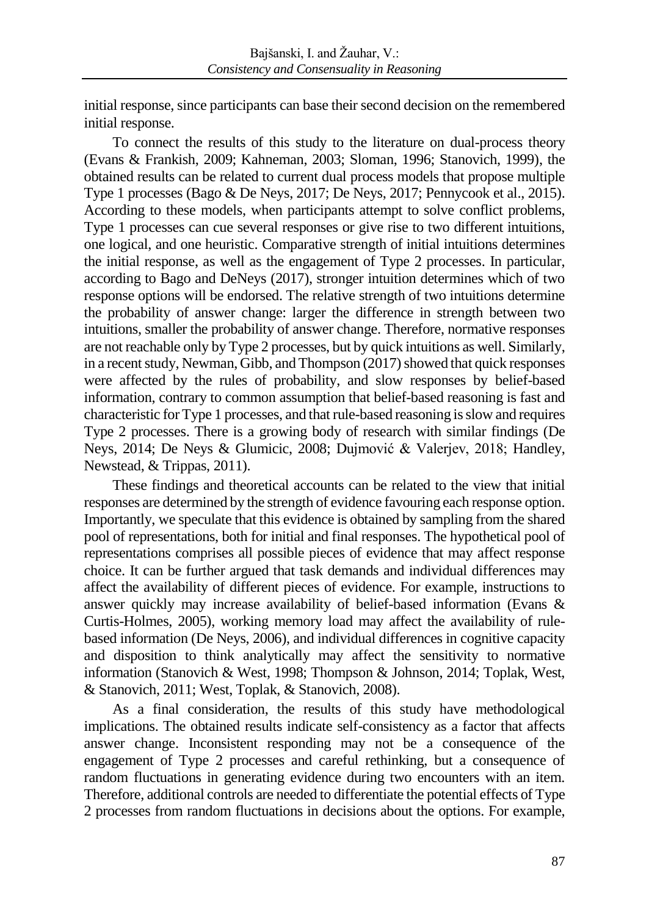initial response, since participants can base their second decision on the remembered initial response.

To connect the results of this study to the literature on dual-process theory (Evans & Frankish, 2009; Kahneman, 2003; Sloman, 1996; Stanovich, 1999), the obtained results can be related to current dual process models that propose multiple Type 1 processes (Bago & De Neys, 2017; De Neys, 2017; Pennycook et al., 2015). According to these models, when participants attempt to solve conflict problems, Type 1 processes can cue several responses or give rise to two different intuitions, one logical, and one heuristic. Comparative strength of initial intuitions determines the initial response, as well as the engagement of Type 2 processes. In particular, according to Bago and DeNeys (2017), stronger intuition determines which of two response options will be endorsed. The relative strength of two intuitions determine the probability of answer change: larger the difference in strength between two intuitions, smaller the probability of answer change. Therefore, normative responses are not reachable only by Type 2 processes, but by quick intuitions as well. Similarly, in a recent study, Newman, Gibb, and Thompson (2017) showed that quick responses were affected by the rules of probability, and slow responses by belief-based information, contrary to common assumption that belief-based reasoning is fast and characteristic for Type 1 processes, and that rule-based reasoning is slow and requires Type 2 processes. There is a growing body of research with similar findings (De Neys, 2014; De Neys & Glumicic, 2008; Dujmović & Valerjev, 2018; Handley, Newstead, & Trippas, 2011).

These findings and theoretical accounts can be related to the view that initial responses are determined by the strength of evidence favouring each response option. Importantly, we speculate that this evidence is obtained by sampling from the shared pool of representations, both for initial and final responses. The hypothetical pool of representations comprises all possible pieces of evidence that may affect response choice. It can be further argued that task demands and individual differences may affect the availability of different pieces of evidence. For example, instructions to answer quickly may increase availability of belief-based information (Evans & Curtis-Holmes, 2005), working memory load may affect the availability of rule-based information (De Neys, 2006), and individual differences in cognitive capacity and disposition to think analytically may affect the sensitivity to normative information (Stanovich & West, 1998; Thompson & Johnson, 2014; Toplak, West, & Stanovich, 2011; West, Toplak, & Stanovich, 2008).

As a final consideration, the results of this study have methodological implications. The obtained results indicate self-consistency as a factor that affects answer change. Inconsistent responding may not be a consequence of the engagement of Type 2 processes and careful rethinking, but a consequence of random fluctuations in generating evidence during two encounters with an item. Therefore, additional controls are needed to differentiate the potential effects of Type 2 processes from random fluctuations in decisions about the options. For example,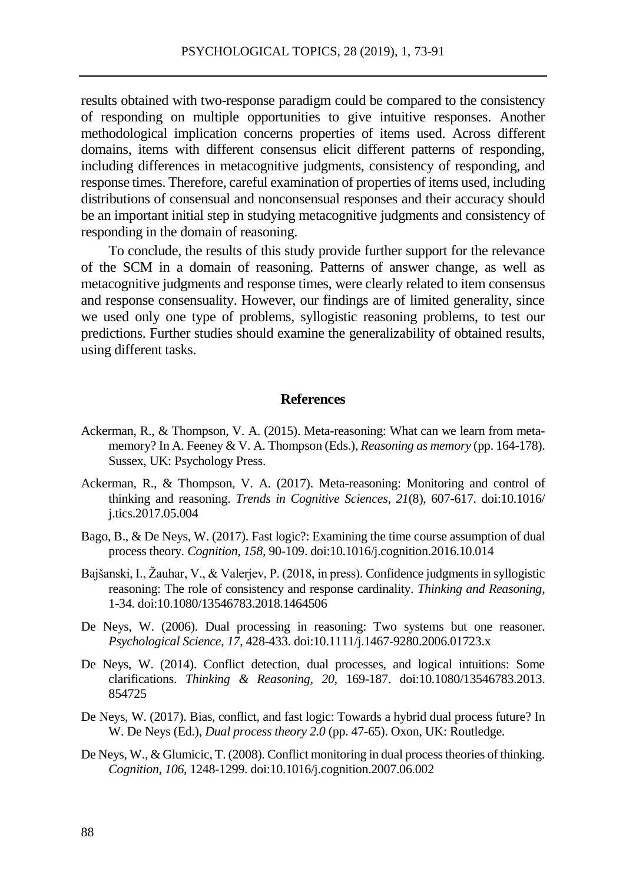results obtained with two-response paradigm could be compared to the consistency of responding on multiple opportunities to give intuitive responses. Another methodological implication concerns properties of items used. Across different domains, items with different consensus elicit different patterns of responding, including differences in metacognitive judgments, consistency of responding, and response times. Therefore, careful examination of properties of items used, including distributions of consensual and nonconsensual responses and their accuracy should be an important initial step in studying metacognitive judgments and consistency of responding in the domain of reasoning.

To conclude, the results of this study provide further support for the relevance of the SCM in a domain of reasoning. Patterns of answer change, as well as metacognitive judgments and response times, were clearly related to item consensus and response consensuality. However, our findings are of limited generality, since we used only one type of problems, syllogistic reasoning problems, to test our predictions. Further studies should examine the generalizability of obtained results, using different tasks.

## References

Ackerman, R., & Thompson, V. A. (2015). Meta-reasoning: What can we learn from meta-memory? In A. Feeney & V. A. Thompson (Eds.), *Reasoning as memory* (pp. 164-178). Sussex, UK: Psychology Press.

Ackerman, R., & Thompson, V. A. (2017). Meta-reasoning: Monitoring and control of thinking and reasoning. *Trends in Cognitive Sciences*, *21*(8), 607-617. doi:10.1016/j.tics.2017.05.004

Bago, B., & De Neys, W. (2017). Fast logic?: Examining the time course assumption of dual process theory. *Cognition, 158,* 90-109. doi:10.1016/j.cognition.2016.10.014

Bajšanski, I., Žauhar, V., & Valerjev, P. (2018, in press). Confidence judgments in syllogistic reasoning: The role of consistency and response cardinality. *Thinking and Reasoning*, 1-34. doi:10.1080/13546783.2018.1464506

De Neys, W. (2006). Dual processing in reasoning: Two systems but one reasoner. *Psychological Science, 17*, 428-433. doi:10.1111/j.1467-9280.2006.01723.x

De Neys, W. (2014). Conflict detection, dual processes, and logical intuitions: Some clarifications. *Thinking & Reasoning, 20,* 169-187. doi:10.1080/13546783.2013.854725

De Neys, W. (2017). Bias, conflict, and fast logic: Towards a hybrid dual process future? In W. De Neys (Ed.), *Dual process theory 2.0* (pp. 47-65). Oxon, UK: Routledge.

De Neys, W., & Glumicic, T. (2008). Conflict monitoring in dual process theories of thinking. *Cognition, 106,* 1248-1299. doi:10.1016/j.cognition.2007.06.002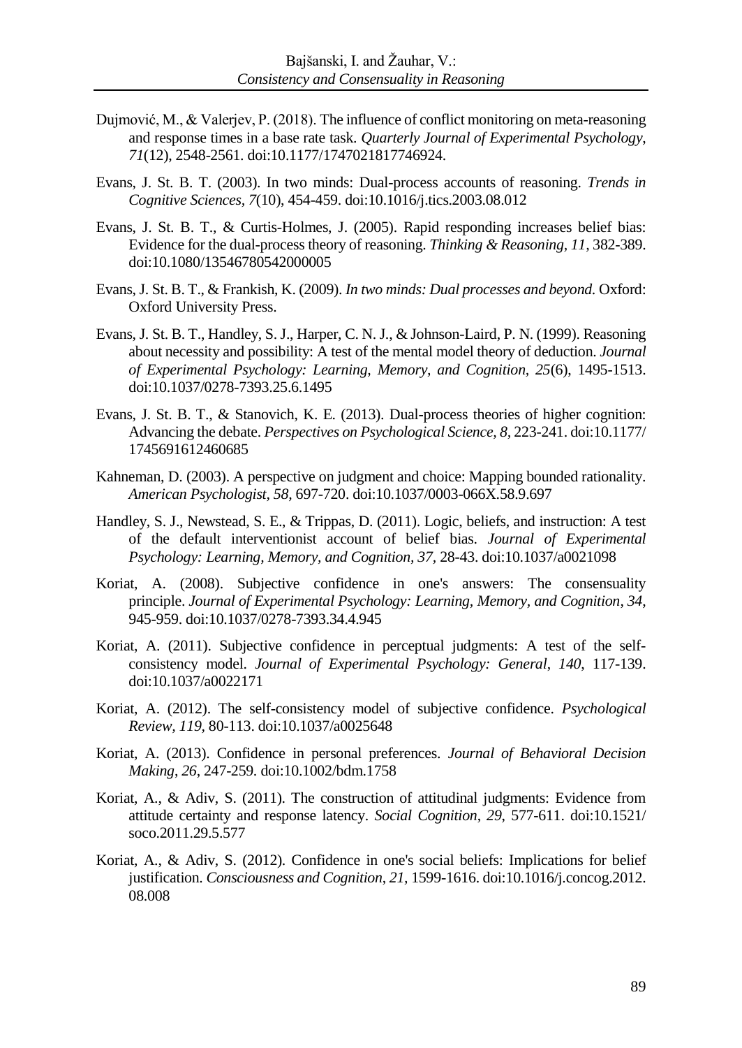Dujmović, M., & Valerjev, P. (2018). The influence of conflict monitoring on meta-reasoning and response times in a base rate task. *Quarterly Journal of Experimental Psychology*, *71*(12), 2548-2561. doi:10.1177/1747021817746924.

Evans, J. St. B. T. (2003). In two minds: Dual-process accounts of reasoning. *Trends in Cognitive Sciences*, *7*(10), 454-459. doi:10.1016/j.tics.2003.08.012

Evans, J. St. B. T., & Curtis-Holmes, J. (2005). Rapid responding increases belief bias: Evidence for the dual-process theory of reasoning. *Thinking & Reasoning, 11,* 382-389. doi:10.1080/13546780542000005

Evans, J. St. B. T., & Frankish, K. (2009). *In two minds: Dual processes and beyond.* Oxford: Oxford University Press.

Evans, J. St. B. T., Handley, S. J., Harper, C. N. J., & Johnson-Laird, P. N. (1999). Reasoning about necessity and possibility: A test of the mental model theory of deduction. *Journal of Experimental Psychology: Learning, Memory, and Cognition*, *25*(6), 1495-1513. doi:10.1037/0278-7393.25.6.1495

Evans, J. St. B. T., & Stanovich, K. E. (2013). Dual-process theories of higher cognition: Advancing the debate. *Perspectives on Psychological Science, 8,* 223-241. doi:10.1177/1745691612460685

Kahneman, D. (2003). A perspective on judgment and choice: Mapping bounded rationality. *American Psychologist, 58,* 697-720. doi:10.1037/0003-066X.58.9.697

Handley, S. J., Newstead, S. E., & Trippas, D. (2011). Logic, beliefs, and instruction: A test of the default interventionist account of belief bias. *Journal of Experimental Psychology: Learning, Memory, and Cognition, 37,* 28-43. doi:10.1037/a0021098

Koriat, A. (2008). Subjective confidence in one's answers: The consensuality principle. *Journal of Experimental Psychology: Learning, Memory, and Cognition, 34*, 945-959. doi:10.1037/0278-7393.34.4.945

Koriat, A. (2011). Subjective confidence in perceptual judgments: A test of the self-consistency model. *Journal of Experimental Psychology: General*, *140*, 117-139. doi:10.1037/a0022171

Koriat, A. (2012). The self-consistency model of subjective confidence. *Psychological Review, 119,* 80-113. doi:10.1037/a0025648

Koriat, A. (2013). Confidence in personal preferences. *Journal of Behavioral Decision Making, 26*, 247-259. doi:10.1002/bdm.1758

Koriat, A., & Adiv, S. (2011). The construction of attitudinal judgments: Evidence from attitude certainty and response latency. *Social Cognition*, *29*, 577-611. doi:10.1521/soco.2011.29.5.577

Koriat, A., & Adiv, S. (2012). Confidence in one's social beliefs: Implications for belief justification. *Consciousness and Cognition*, *21,* 1599-1616. doi:10.1016/j.concog.2012.08.008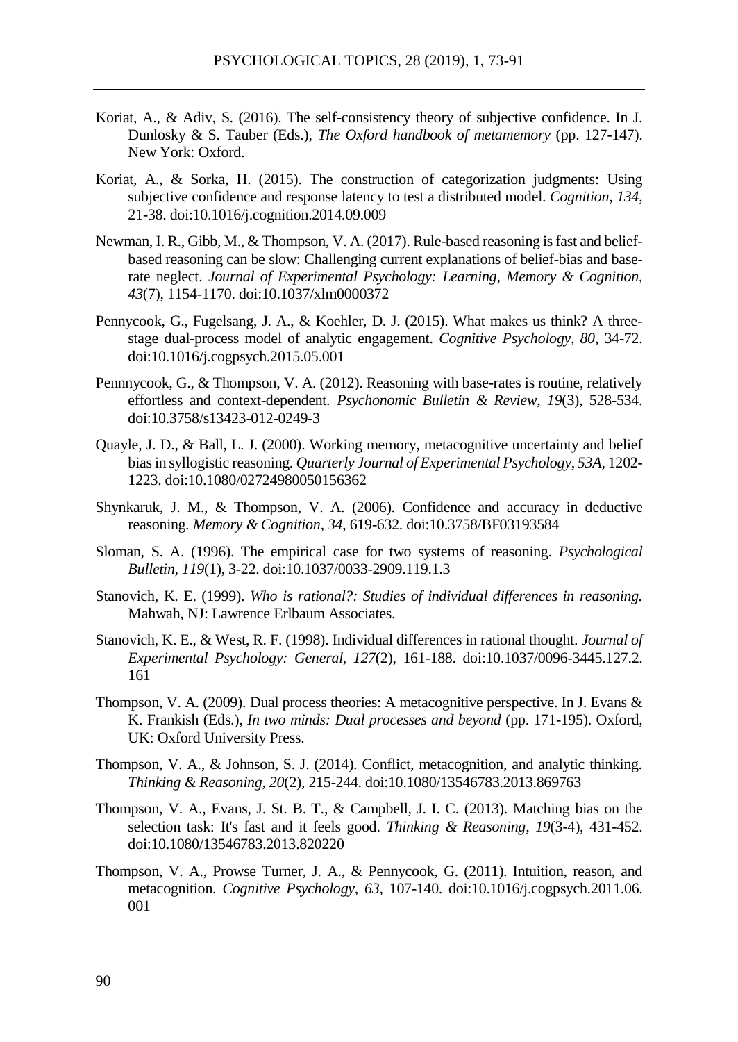Koriat, A., & Adiv, S. (2016). The self-consistency theory of subjective confidence. In J. Dunlosky & S. Tauber (Eds.), *The Oxford handbook of metamemory* (pp. 127-147). New York: Oxford.

Koriat, A., & Sorka, H. (2015). The construction of categorization judgments: Using subjective confidence and response latency to test a distributed model. *Cognition*, *134*, 21-38. doi:10.1016/j.cognition.2014.09.009

Newman, I. R., Gibb, M., & Thompson, V. A. (2017). Rule-based reasoning is fast and belief-based reasoning can be slow: Challenging current explanations of belief-bias and base-rate neglect. *Journal of Experimental Psychology: Learning, Memory & Cognition*, *43*(7), 1154-1170. doi:10.1037/xlm0000372

Pennycook, G., Fugelsang, J. A., & Koehler, D. J. (2015). What makes us think? A three-stage dual-process model of analytic engagement. *Cognitive Psychology*, *80*, 34-72. doi:10.1016/j.cogpsych.2015.05.001

Pennnycook, G., & Thompson, V. A. (2012). Reasoning with base-rates is routine, relatively effortless and context-dependent. *Psychonomic Bulletin & Review*, *19*(3), 528-534. doi:10.3758/s13423-012-0249-3

Quayle, J. D., & Ball, L. J. (2000). Working memory, metacognitive uncertainty and belief bias in syllogistic reasoning. *Quarterly Journal of Experimental Psychology*, *53A*, 1202-1223. doi:10.1080/02724980050156362

Shynkaruk, J. M., & Thompson, V. A. (2006). Confidence and accuracy in deductive reasoning. *Memory & Cognition*, *34*, 619-632. doi:10.3758/BF03193584

Sloman, S. A. (1996). The empirical case for two systems of reasoning. *Psychological Bulletin*, *119*(1), 3-22. doi:10.1037/0033-2909.119.1.3

Stanovich, K. E. (1999). *Who is rational?: Studies of individual differences in reasoning.* Mahwah, NJ: Lawrence Erlbaum Associates.

Stanovich, K. E., & West, R. F. (1998). Individual differences in rational thought. *Journal of Experimental Psychology: General*, *127*(2), 161-188. doi:10.1037/0096-3445.127.2.161

Thompson, V. A. (2009). Dual process theories: A metacognitive perspective. In J. Evans & K. Frankish (Eds.), *In two minds: Dual processes and beyond* (pp. 171-195). Oxford, UK: Oxford University Press.

Thompson, V. A., & Johnson, S. J. (2014). Conflict, metacognition, and analytic thinking. *Thinking & Reasoning*, *20*(2), 215-244. doi:10.1080/13546783.2013.869763

Thompson, V. A., Evans, J. St. B. T., & Campbell, J. I. C. (2013). Matching bias on the selection task: It's fast and it feels good. *Thinking & Reasoning*, *19*(3-4), 431-452. doi:10.1080/13546783.2013.820220

Thompson, V. A., Prowse Turner, J. A., & Pennycook, G. (2011). Intuition, reason, and metacognition. *Cognitive Psychology*, *63*, 107-140. doi:10.1016/j.cogpsych.2011.06.001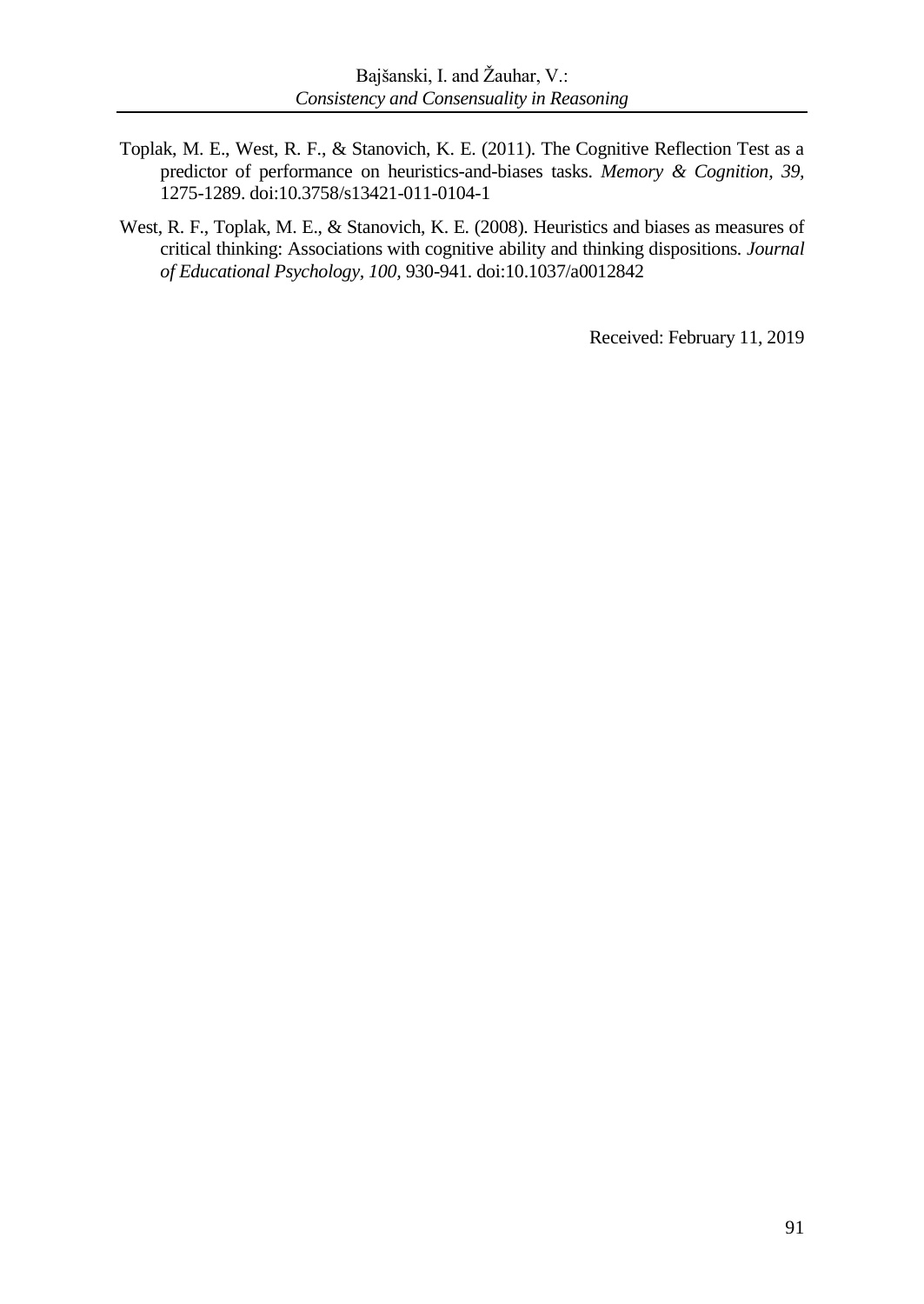Toplak, M. E., West, R. F., & Stanovich, K. E. (2011). The Cognitive Reflection Test as a predictor of performance on heuristics-and-biases tasks. *Memory & Cognition, 39,* 1275-1289. doi:10.3758/s13421-011-0104-1

West, R. F., Toplak, M. E., & Stanovich, K. E. (2008). Heuristics and biases as measures of critical thinking: Associations with cognitive ability and thinking dispositions. *Journal of Educational Psychology, 100,* 930-941. doi:10.1037/a0012842

Received: February 11, 2019